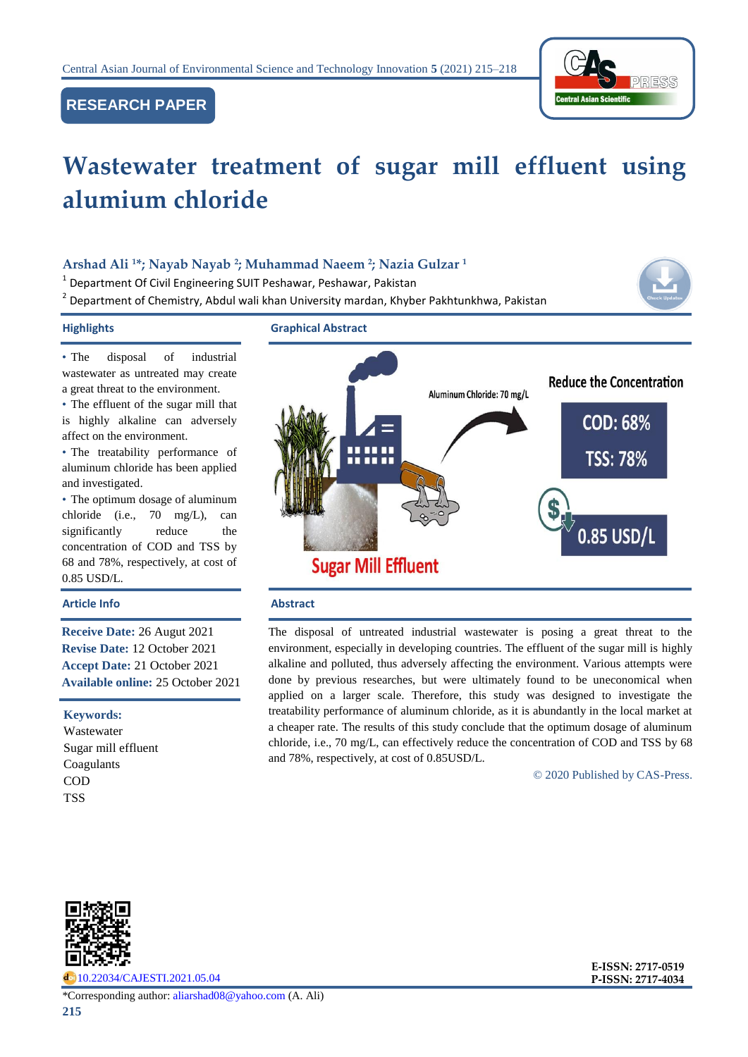RESEARCH PAPER

# Wastewater treatment of sugar mill effluent using alumium chloride

**Arshad Ali [1]*; Nayab Nayab [2]; Muhammad Naeem [2]; Nazia Gulzar [1]**

[1] Department Of Civil Engineering SUIT Peshawar, Peshawar, Pakistan

[2] Department of Chemistry, Abdul wali khan University mardan, Khyber Pakhtunkhwa, Pakistan

## Highlights

- The disposal of industrial wastewater as untreated may create a great threat to the environment.
- The effluent of the sugar mill that is highly alkaline can adversely affect on the environment.
- The treatability performance of aluminum chloride has been applied and investigated.
- The optimum dosage of aluminum chloride (i.e., 70 mg/L), can significantly reduce the concentration of COD and TSS by 68 and 78%, respectively, at cost of 0.85 USD/L.

## Graphical Abstract

Aluminum Chloride: 70 mg/L

Reduce the Concentration

COD: 68%

TSS: 78%

0.85 USD/L

Sugar Mill Effluent

## Article Info

**Receive Date:** 26 August 2021
**Revise Date:** 12 October 2021
**Accept Date:** 21 October 2021
**Available online:** 25 October 2021

**Keywords:**
Wastewater
Sugar mill effluent
Coagulants
COD
TSS

## Abstract

The disposal of untreated industrial wastewater is posing a great threat to the environment, especially in developing countries. The effluent of the sugar mill is highly alkaline and polluted, thus adversely affecting the environment. Various attempts were done by previous researches, but were ultimately found to be uneconomical when applied on a larger scale. Therefore, this study was designed to investigate the treatability performance of aluminum chloride, as it is abundantly in the local market at a cheaper rate. The results of this study conclude that the optimum dosage of aluminum chloride, i.e., 70 mg/L, can effectively reduce the concentration of COD and TSS by 68 and 78%, respectively, at cost of 0.85USD/L.

© 2020 Published by CAS-Press.

10.22034/CAJESTI.2021.05.04

E-ISSN: 2717-0519
P-ISSN: 2717-4034

*Corresponding author: aliarshad08@yahoo.com (A. Ali)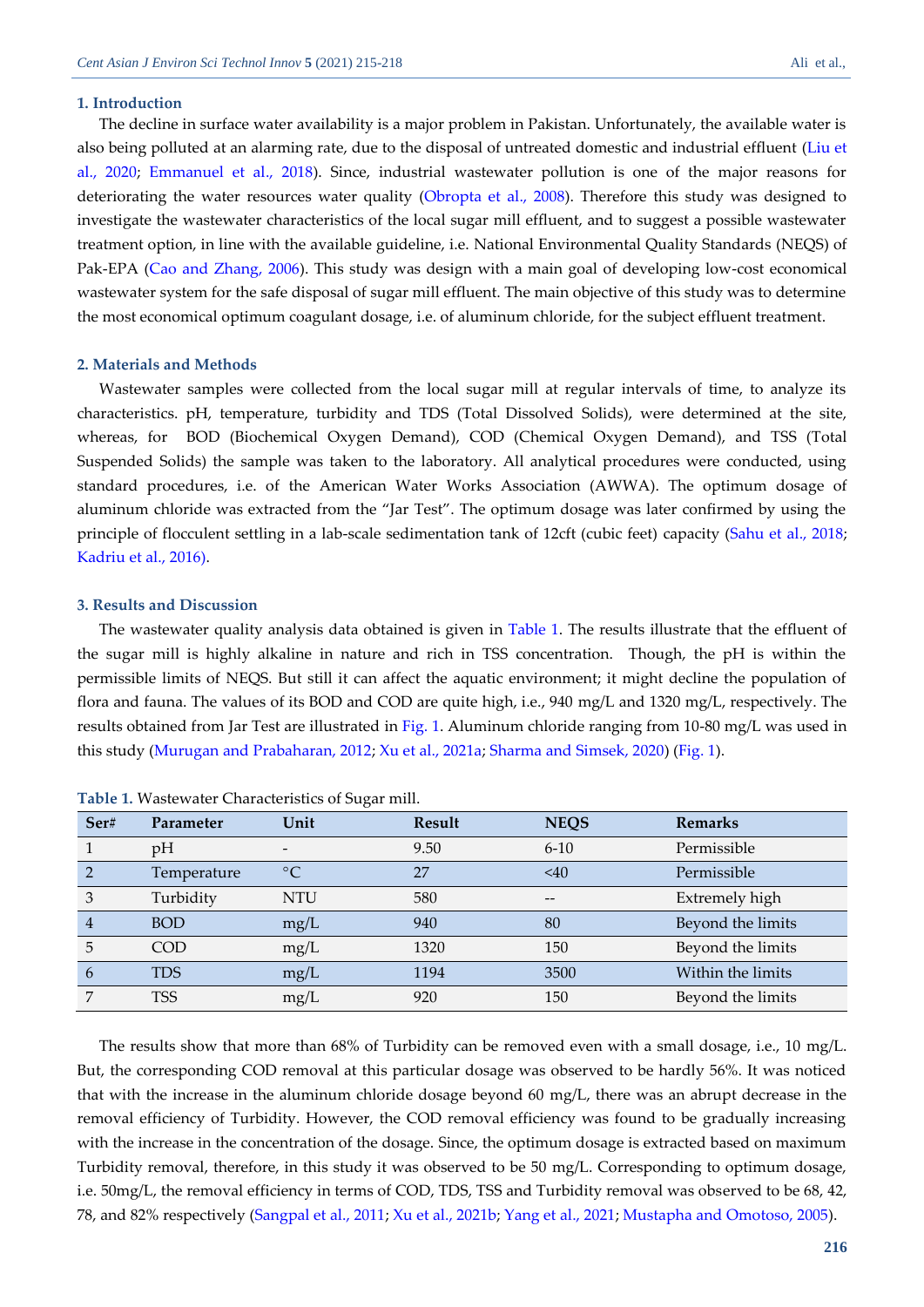## 1. Introduction

The decline in surface water availability is a major problem in Pakistan. Unfortunately, the available water is also being polluted at an alarming rate, due to the disposal of untreated domestic and industrial effluent (Liu et al., 2020; Emmanuel et al., 2018). Since, industrial wastewater pollution is one of the major reasons for deteriorating the water resources water quality (Obropta et al., 2008). Therefore this study was designed to investigate the wastewater characteristics of the local sugar mill effluent, and to suggest a possible wastewater treatment option, in line with the available guideline, i.e. National Environmental Quality Standards (NEQS) of Pak-EPA (Cao and Zhang, 2006). This study was design with a main goal of developing low-cost economical wastewater system for the safe disposal of sugar mill effluent. The main objective of this study was to determine the most economical optimum coagulant dosage, i.e. of aluminum chloride, for the subject effluent treatment.

## 2. Materials and Methods

Wastewater samples were collected from the local sugar mill at regular intervals of time, to analyze its characteristics. pH, temperature, turbidity and TDS (Total Dissolved Solids), were determined at the site, whereas, for BOD (Biochemical Oxygen Demand), COD (Chemical Oxygen Demand), and TSS (Total Suspended Solids) the sample was taken to the laboratory. All analytical procedures were conducted, using standard procedures, i.e. of the American Water Works Association (AWWA). The optimum dosage of aluminum chloride was extracted from the "Jar Test". The optimum dosage was later confirmed by using the principle of flocculent settling in a lab-scale sedimentation tank of 12cft (cubic feet) capacity (Sahu et al., 2018; Kadriu et al., 2016).

## 3. Results and Discussion

The wastewater quality analysis data obtained is given in Table 1. The results illustrate that the effluent of the sugar mill is highly alkaline in nature and rich in TSS concentration. Though, the pH is within the permissible limits of NEQS. But still it can affect the aquatic environment; it might decline the population of flora and fauna. The values of its BOD and COD are quite high, i.e., 940 mg/L and 1320 mg/L, respectively. The results obtained from Jar Test are illustrated in Fig. 1. Aluminum chloride ranging from 10-80 mg/L was used in this study (Murugan and Prabaharan, 2012; Xu et al., 2021a; Sharma and Simsek, 2020) (Fig. 1).

**Table 1.** Wastewater Characteristics of Sugar mill.

| Ser# | Parameter | Unit | Result | NEQS | Remarks |
|---|---|---|---|---|---|
| 1 | pH | - | 9.50 | 6-10 | Permissible |
| 2 | Temperature | °C | 27 | <40 | Permissible |
| 3 | Turbidity | NTU | 580 | -- | Extremely high |
| 4 | BOD | mg/L | 940 | 80 | Beyond the limits |
| 5 | COD | mg/L | 1320 | 150 | Beyond the limits |
| 6 | TDS | mg/L | 1194 | 3500 | Within the limits |
| 7 | TSS | mg/L | 920 | 150 | Beyond the limits |

The results show that more than 68% of Turbidity can be removed even with a small dosage, i.e., 10 mg/L. But, the corresponding COD removal at this particular dosage was observed to be hardly 56%. It was noticed that with the increase in the aluminum chloride dosage beyond 60 mg/L, there was an abrupt decrease in the removal efficiency of Turbidity. However, the COD removal efficiency was found to be gradually increasing with the increase in the concentration of the dosage. Since, the optimum dosage is extracted based on maximum Turbidity removal, therefore, in this study it was observed to be 50 mg/L. Corresponding to optimum dosage, i.e. 50mg/L, the removal efficiency in terms of COD, TDS, TSS and Turbidity removal was observed to be 68, 42, 78, and 82% respectively (Sangpal et al., 2011; Xu et al., 2021b; Yang et al., 2021; Mustapha and Omotoso, 2005).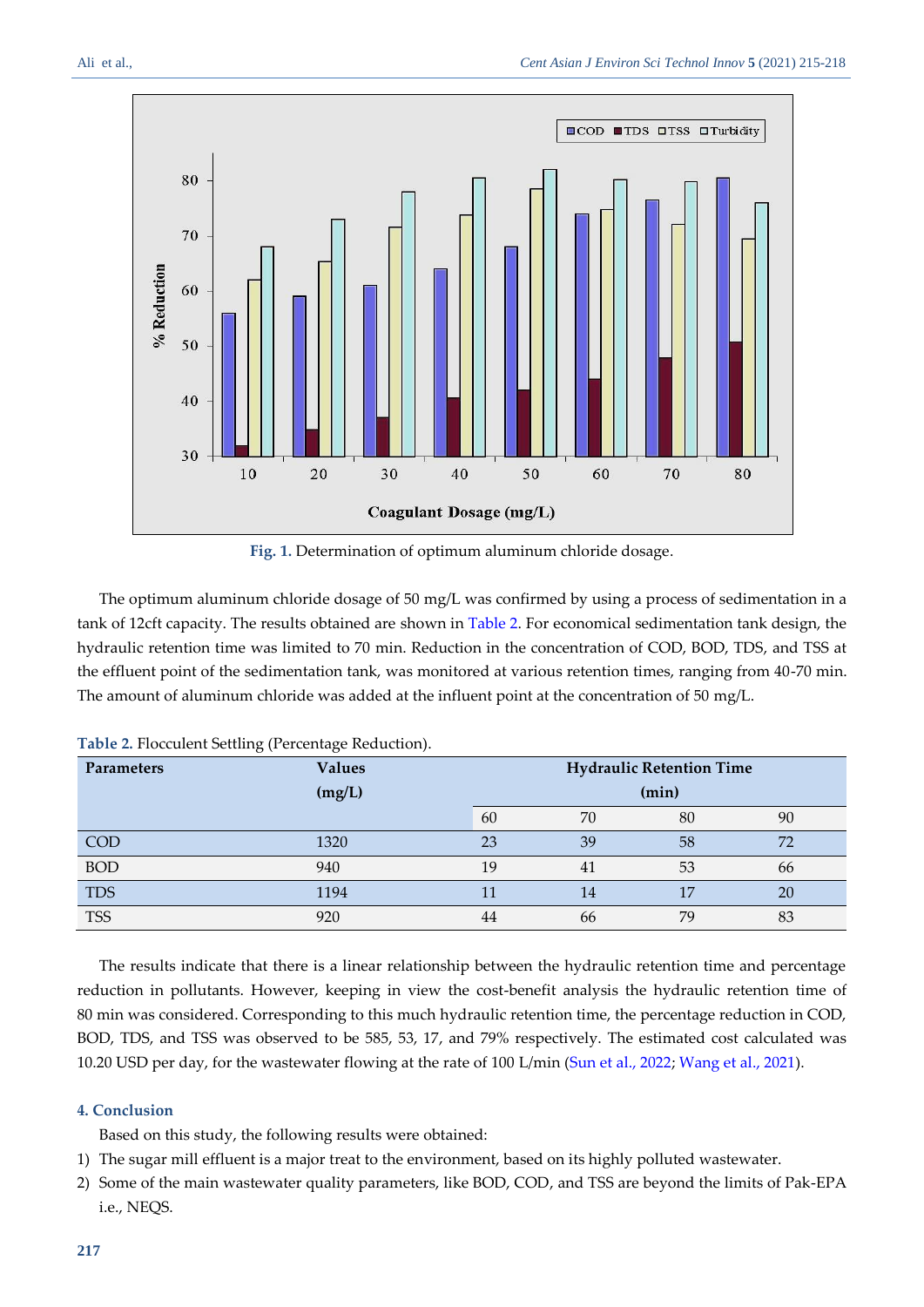Fig. 1. Determination of optimum aluminum chloride dosage.

The optimum aluminum chloride dosage of 50 mg/L was confirmed by using a process of sedimentation in a tank of 12cft capacity. The results obtained are shown in Table 2. For economical sedimentation tank design, the hydraulic retention time was limited to 70 min. Reduction in the concentration of COD, BOD, TDS, and TSS at the effluent point of the sedimentation tank, was monitored at various retention times, ranging from 40-70 min. The amount of aluminum chloride was added at the influent point at the concentration of 50 mg/L.

Table 2. Flocculent Settling (Percentage Reduction).

| Parameters | Values (mg/L) | Hydraulic Retention Time (min) | | | |
|---|---|---|---|---|---|
| | | 60 | 70 | 80 | 90 |
| COD | 1320 | 23 | 39 | 58 | 72 |
| BOD | 940 | 19 | 41 | 53 | 66 |
| TDS | 1194 | 11 | 14 | 17 | 20 |
| TSS | 920 | 44 | 66 | 79 | 83 |

The results indicate that there is a linear relationship between the hydraulic retention time and percentage reduction in pollutants. However, keeping in view the cost-benefit analysis the hydraulic retention time of 80 min was considered. Corresponding to this much hydraulic retention time, the percentage reduction in COD, BOD, TDS, and TSS was observed to be 585, 53, 17, and 79% respectively. The estimated cost calculated was 10.20 USD per day, for the wastewater flowing at the rate of 100 L/min (Sun et al., 2022; Wang et al., 2021).

## 4. Conclusion

Based on this study, the following results were obtained:

1) The sugar mill effluent is a major treat to the environment, based on its highly polluted wastewater.
2) Some of the main wastewater quality parameters, like BOD, COD, and TSS are beyond the limits of Pak-EPA i.e., NEQS.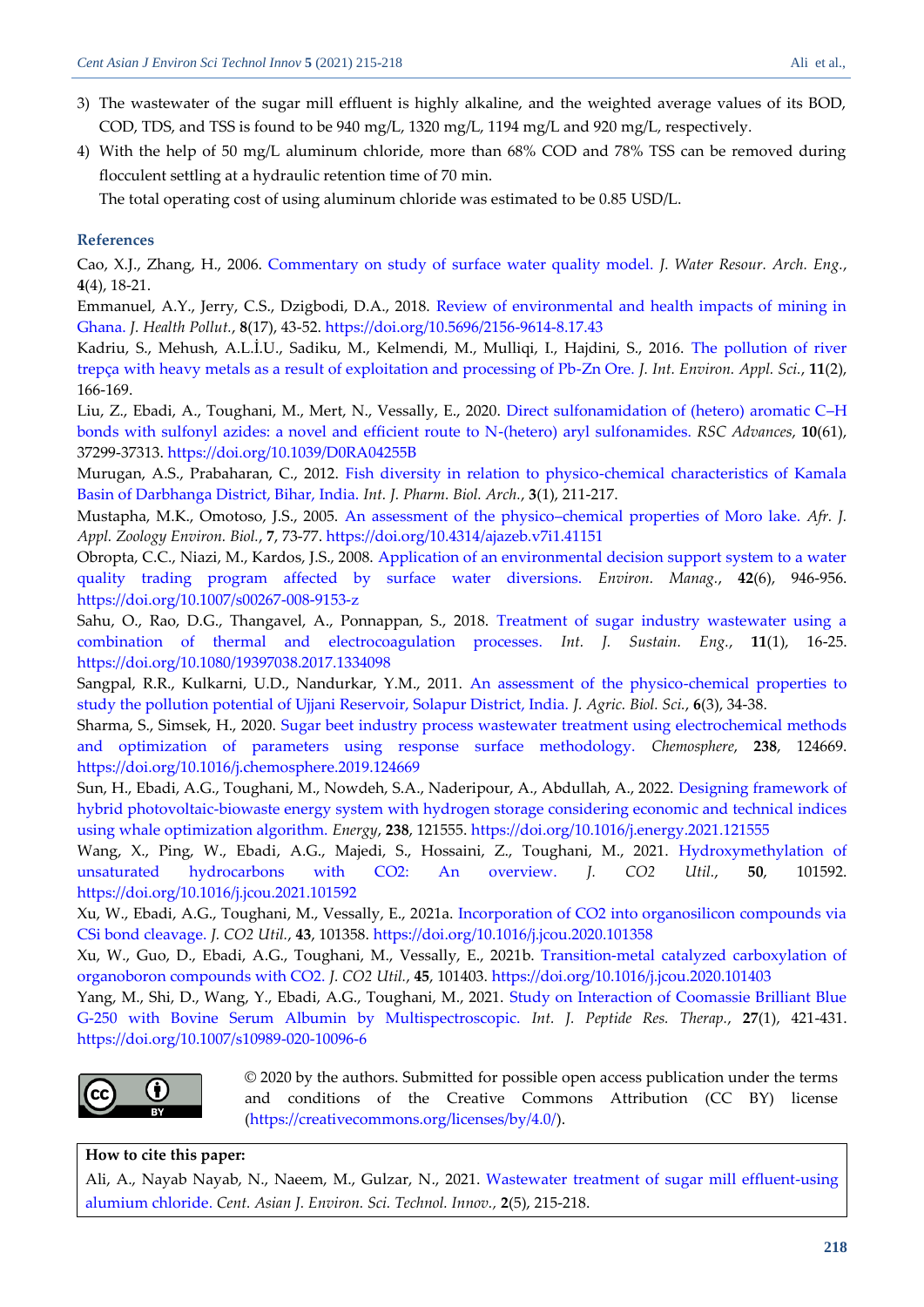3) The wastewater of the sugar mill effluent is highly alkaline, and the weighted average values of its BOD, COD, TDS, and TSS is found to be 940 mg/L, 1320 mg/L, 1194 mg/L and 920 mg/L, respectively.
4) With the help of 50 mg/L aluminum chloride, more than 68% COD and 78% TSS can be removed during flocculent settling at a hydraulic retention time of 70 min.

   The total operating cost of using aluminum chloride was estimated to be 0.85 USD/L.

## References

Cao, X.J., Zhang, H., 2006. Commentary on study of surface water quality model. *J. Water Resour. Arch. Eng.*, **4**(4), 18-21.

Emmanuel, A.Y., Jerry, C.S., Dzigbodi, D.A., 2018. Review of environmental and health impacts of mining in Ghana. *J. Health Pollut.*, **8**(17), 43-52. https://doi.org/10.5696/2156-9614-8.17.43

Kadriu, S., Mehush, A.L.İ.U., Sadiku, M., Kelmendi, M., Mulliqi, I., Hajdini, S., 2016. The pollution of river trepça with heavy metals as a result of exploitation and processing of Pb-Zn Ore. *J. Int. Environ. Appl. Sci.*, **11**(2), 166-169.

Liu, Z., Ebadi, A., Toughani, M., Mert, N., Vessally, E., 2020. Direct sulfonamidation of (hetero) aromatic C–H bonds with sulfonyl azides: a novel and efficient route to N-(hetero) aryl sulfonamides. *RSC Advances*, **10**(61), 37299-37313. https://doi.org/10.1039/D0RA04255B

Murugan, A.S., Prabaharan, C., 2012. Fish diversity in relation to physico-chemical characteristics of Kamala Basin of Darbhanga District, Bihar, India. *Int. J. Pharm. Biol. Arch.*, **3**(1), 211-217.

Mustapha, M.K., Omotoso, J.S., 2005. An assessment of the physico–chemical properties of Moro lake. *Afr. J. Appl. Zoology Environ. Biol.*, **7**, 73-77. https://doi.org/10.4314/ajazeb.v7i1.41151

Obropta, C.C., Niazi, M., Kardos, J.S., 2008. Application of an environmental decision support system to a water quality trading program affected by surface water diversions. *Environ. Manag.*, **42**(6), 946-956. https://doi.org/10.1007/s00267-008-9153-z

Sahu, O., Rao, D.G., Thangavel, A., Ponnappan, S., 2018. Treatment of sugar industry wastewater using a combination of thermal and electrocoagulation processes. *Int. J. Sustain. Eng.*, **11**(1), 16-25. https://doi.org/10.1080/19397038.2017.1334098

Sangpal, R.R., Kulkarni, U.D., Nandurkar, Y.M., 2011. An assessment of the physico-chemical properties to study the pollution potential of Ujjani Reservoir, Solapur District, India. *J. Agric. Biol. Sci.*, **6**(3), 34-38.

Sharma, S., Simsek, H., 2020. Sugar beet industry process wastewater treatment using electrochemical methods and optimization of parameters using response surface methodology. *Chemosphere*, **238**, 124669. https://doi.org/10.1016/j.chemosphere.2019.124669

Sun, H., Ebadi, A.G., Toughani, M., Nowdeh, S.A., Naderipour, A., Abdullah, A., 2022. Designing framework of hybrid photovoltaic-biowaste energy system with hydrogen storage considering economic and technical indices using whale optimization algorithm. *Energy*, **238**, 121555. https://doi.org/10.1016/j.energy.2021.121555

Wang, X., Ping, W., Ebadi, A.G., Majedi, S., Hossaini, Z., Toughani, M., 2021. Hydroxymethylation of unsaturated hydrocarbons with CO2: An overview. *J. CO2 Util.*, **50**, 101592. https://doi.org/10.1016/j.jcou.2021.101592

Xu, W., Ebadi, A.G., Toughani, M., Vessally, E., 2021a. Incorporation of CO2 into organosilicon compounds via CSi bond cleavage. *J. CO2 Util.*, **43**, 101358. https://doi.org/10.1016/j.jcou.2020.101358

Xu, W., Guo, D., Ebadi, A.G., Toughani, M., Vessally, E., 2021b. Transition-metal catalyzed carboxylation of organoboron compounds with CO2. *J. CO2 Util.*, **45**, 101403. https://doi.org/10.1016/j.jcou.2020.101403

Yang, M., Shi, D., Wang, Y., Ebadi, A.G., Toughani, M., 2021. Study on Interaction of Coomassie Brilliant Blue G-250 with Bovine Serum Albumin by Multispectroscopic. *Int. J. Peptide Res. Therap.*, **27**(1), 421-431. https://doi.org/10.1007/s10989-020-10096-6

© 2020 by the authors. Submitted for possible open access publication under the terms and conditions of the Creative Commons Attribution (CC BY) license (https://creativecommons.org/licenses/by/4.0/).

**How to cite this paper:**

Ali, A., Nayab Nayab, N., Naeem, M., Gulzar, N., 2021. Wastewater treatment of sugar mill effluent-using alumium chloride. *Cent. Asian J. Environ. Sci. Technol. Innov.*, **2**(5), 215-218.